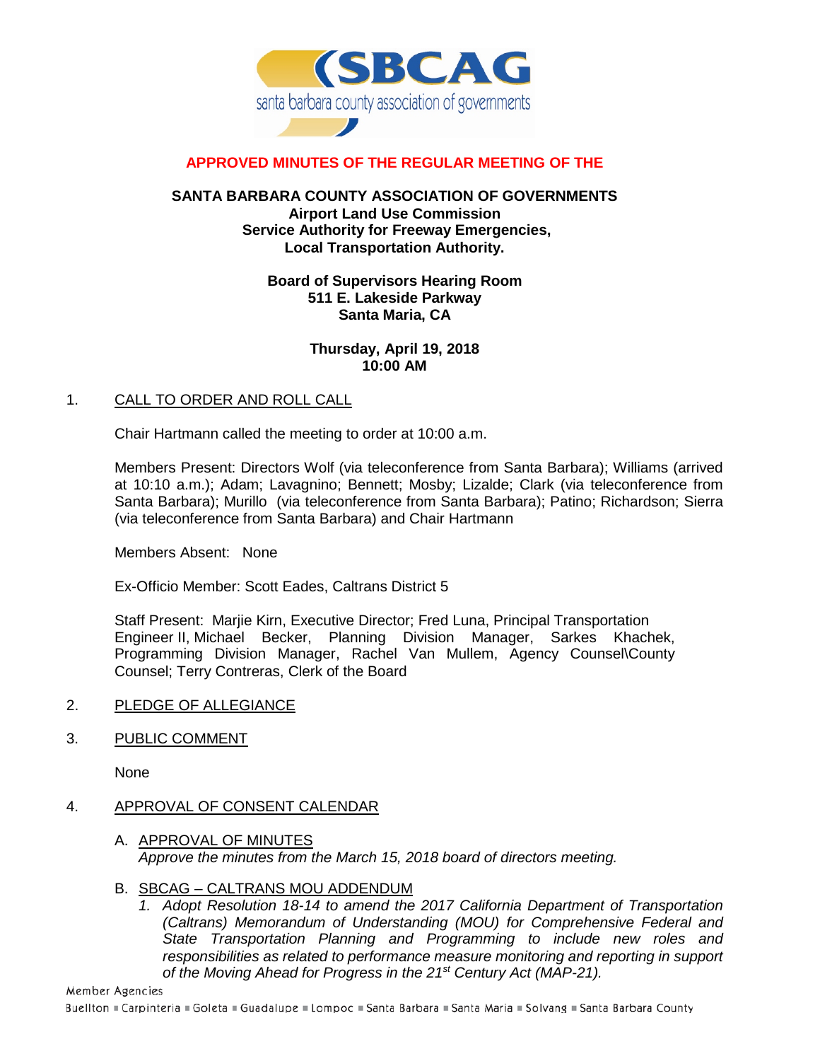**APPROVED MINUTES OF THE REGULAR MEETING OF THE**

**SANTA BARBARA COUNTY ASSOCIATION OF GOVERNMENTS**
**Airport Land Use Commission**
**Service Authority for Freeway Emergencies,**
**Local Transportation Authority.**

**Board of Supervisors Hearing Room**
**511 E. Lakeside Parkway**
**Santa Maria, CA**

**Thursday, April 19, 2018**
**10:00 AM**

1. CALL TO ORDER AND ROLL CALL

   Chair Hartmann called the meeting to order at 10:00 a.m.

   Members Present: Directors Wolf (via teleconference from Santa Barbara); Williams (arrived at 10:10 a.m.); Adam; Lavagnino; Bennett; Mosby; Lizalde; Clark (via teleconference from Santa Barbara); Murillo (via teleconference from Santa Barbara); Patino; Richardson; Sierra (via teleconference from Santa Barbara) and Chair Hartmann

   Members Absent: None

   Ex-Officio Member: Scott Eades, Caltrans District 5

   Staff Present: Marjie Kirn, Executive Director; Fred Luna, Principal Transportation Engineer II, Michael Becker, Planning Division Manager, Sarkes Khachek, Programming Division Manager, Rachel Van Mullem, Agency Counsel\County Counsel; Terry Contreras, Clerk of the Board

2. PLEDGE OF ALLEGIANCE

3. PUBLIC COMMENT

   None

4. APPROVAL OF CONSENT CALENDAR

   A. APPROVAL OF MINUTES
   *Approve the minutes from the March 15, 2018 board of directors meeting.*

   B. SBCAG – CALTRANS MOU ADDENDUM
   1. *Adopt Resolution 18-14 to amend the 2017 California Department of Transportation (Caltrans) Memorandum of Understanding (MOU) for Comprehensive Federal and State Transportation Planning and Programming to include new roles and responsibilities as related to performance measure monitoring and reporting in support of the Moving Ahead for Progress in the 21st Century Act (MAP-21).*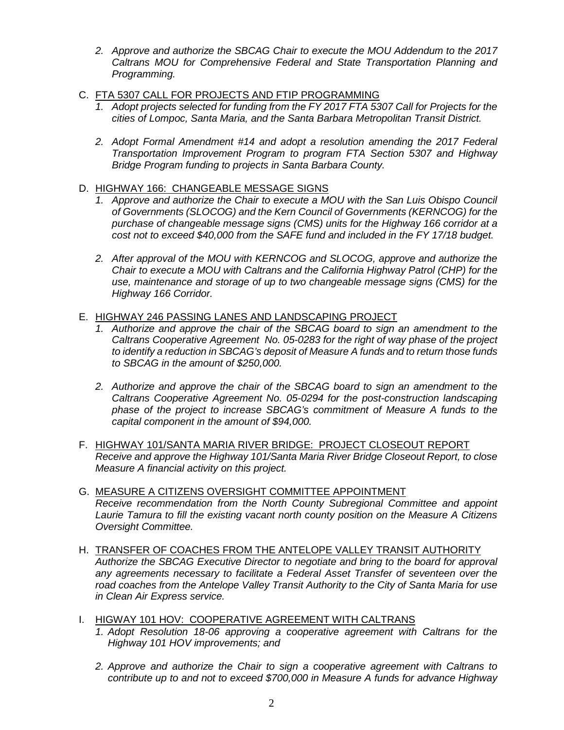2. *Approve and authorize the SBCAG Chair to execute the MOU Addendum to the 2017 Caltrans MOU for Comprehensive Federal and State Transportation Planning and Programming.*

C. <u>FTA 5307 CALL FOR PROJECTS AND FTIP PROGRAMMING</u>
   1. *Adopt projects selected for funding from the FY 2017 FTA 5307 Call for Projects for the cities of Lompoc, Santa Maria, and the Santa Barbara Metropolitan Transit District.*

   2. *Adopt Formal Amendment #14 and adopt a resolution amending the 2017 Federal Transportation Improvement Program to program FTA Section 5307 and Highway Bridge Program funding to projects in Santa Barbara County.*

D. <u>HIGHWAY 166: CHANGEABLE MESSAGE SIGNS</u>
   1. *Approve and authorize the Chair to execute a MOU with the San Luis Obispo Council of Governments (SLOCOG) and the Kern Council of Governments (KERNCOG) for the purchase of changeable message signs (CMS) units for the Highway 166 corridor at a cost not to exceed $40,000 from the SAFE fund and included in the FY 17/18 budget.*

   2. *After approval of the MOU with KERNCOG and SLOCOG, approve and authorize the Chair to execute a MOU with Caltrans and the California Highway Patrol (CHP) for the use, maintenance and storage of up to two changeable message signs (CMS) for the Highway 166 Corridor.*

E. <u>HIGHWAY 246 PASSING LANES AND LANDSCAPING PROJECT</u>
   1. *Authorize and approve the chair of the SBCAG board to sign an amendment to the Caltrans Cooperative Agreement No. 05-0283 for the right of way phase of the project to identify a reduction in SBCAG's deposit of Measure A funds and to return those funds to SBCAG in the amount of $250,000.*

   2. *Authorize and approve the chair of the SBCAG board to sign an amendment to the Caltrans Cooperative Agreement No. 05-0294 for the post-construction landscaping phase of the project to increase SBCAG's commitment of Measure A funds to the capital component in the amount of $94,000.*

F. <u>HIGHWAY 101/SANTA MARIA RIVER BRIDGE: PROJECT CLOSEOUT REPORT</u>
   *Receive and approve the Highway 101/Santa Maria River Bridge Closeout Report, to close Measure A financial activity on this project.*

G. <u>MEASURE A CITIZENS OVERSIGHT COMMITTEE APPOINTMENT</u>
   *Receive recommendation from the North County Subregional Committee and appoint Laurie Tamura to fill the existing vacant north county position on the Measure A Citizens Oversight Committee.*

H. <u>TRANSFER OF COACHES FROM THE ANTELOPE VALLEY TRANSIT AUTHORITY</u>
   *Authorize the SBCAG Executive Director to negotiate and bring to the board for approval any agreements necessary to facilitate a Federal Asset Transfer of seventeen over the road coaches from the Antelope Valley Transit Authority to the City of Santa Maria for use in Clean Air Express service.*

I. <u>HIGWAY 101 HOV: COOPERATIVE AGREEMENT WITH CALTRANS</u>
   1. *Adopt Resolution 18-06 approving a cooperative agreement with Caltrans for the Highway 101 HOV improvements; and*

   2. *Approve and authorize the Chair to sign a cooperative agreement with Caltrans to contribute up to and not to exceed $700,000 in Measure A funds for advance Highway*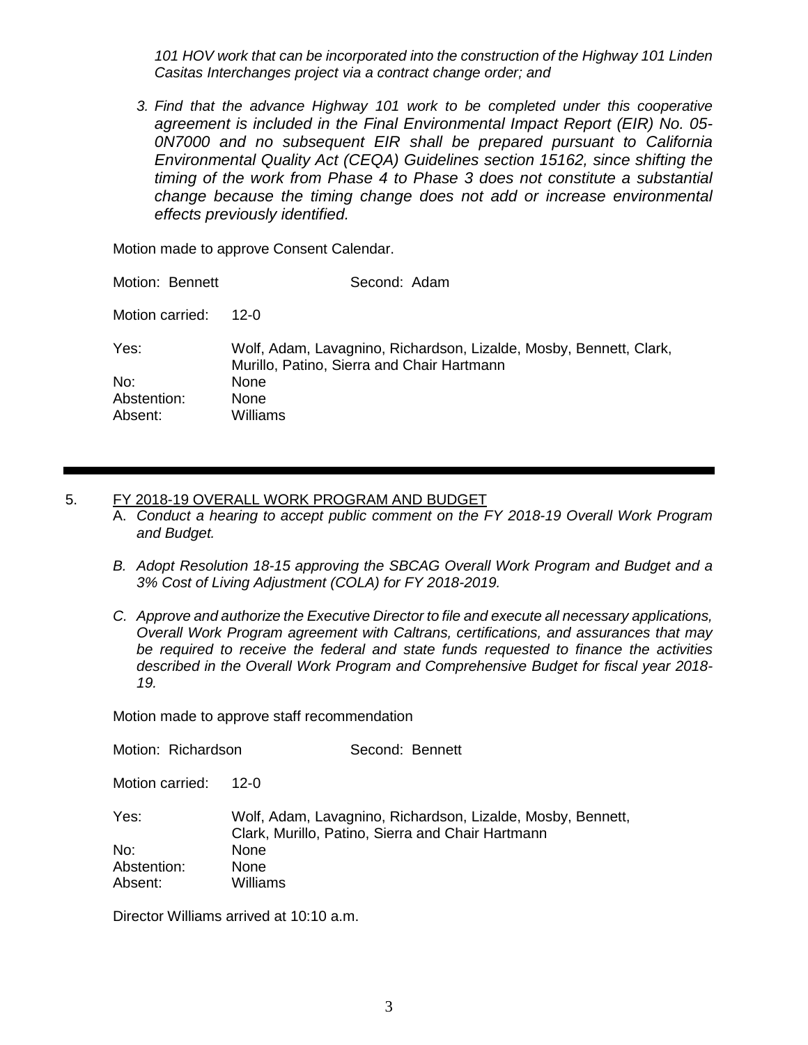*101 HOV work that can be incorporated into the construction of the Highway 101 Linden Casitas Interchanges project via a contract change order; and*

3. *Find that the advance Highway 101 work to be completed under this cooperative agreement is included in the Final Environmental Impact Report (EIR) No. 05-0N7000 and no subsequent EIR shall be prepared pursuant to California Environmental Quality Act (CEQA) Guidelines section 15162, since shifting the timing of the work from Phase 4 to Phase 3 does not constitute a substantial change because the timing change does not add or increase environmental effects previously identified.*

Motion made to approve Consent Calendar.

Motion: Bennett Second: Adam

Motion carried: 12-0

Yes: Wolf, Adam, Lavagnino, Richardson, Lizalde, Mosby, Bennett, Clark, Murillo, Patino, Sierra and Chair Hartmann
No: None
Abstention: None
Absent: Williams

---

5. FY 2018-19 OVERALL WORK PROGRAM AND BUDGET

A. *Conduct a hearing to accept public comment on the FY 2018-19 Overall Work Program and Budget.*

B. *Adopt Resolution 18-15 approving the SBCAG Overall Work Program and Budget and a 3% Cost of Living Adjustment (COLA) for FY 2018-2019.*

C. *Approve and authorize the Executive Director to file and execute all necessary applications, Overall Work Program agreement with Caltrans, certifications, and assurances that may be required to receive the federal and state funds requested to finance the activities described in the Overall Work Program and Comprehensive Budget for fiscal year 2018-19.*

Motion made to approve staff recommendation

Motion: Richardson Second: Bennett

Motion carried: 12-0

Yes: Wolf, Adam, Lavagnino, Richardson, Lizalde, Mosby, Bennett, Clark, Murillo, Patino, Sierra and Chair Hartmann
No: None
Abstention: None
Absent: Williams

Director Williams arrived at 10:10 a.m.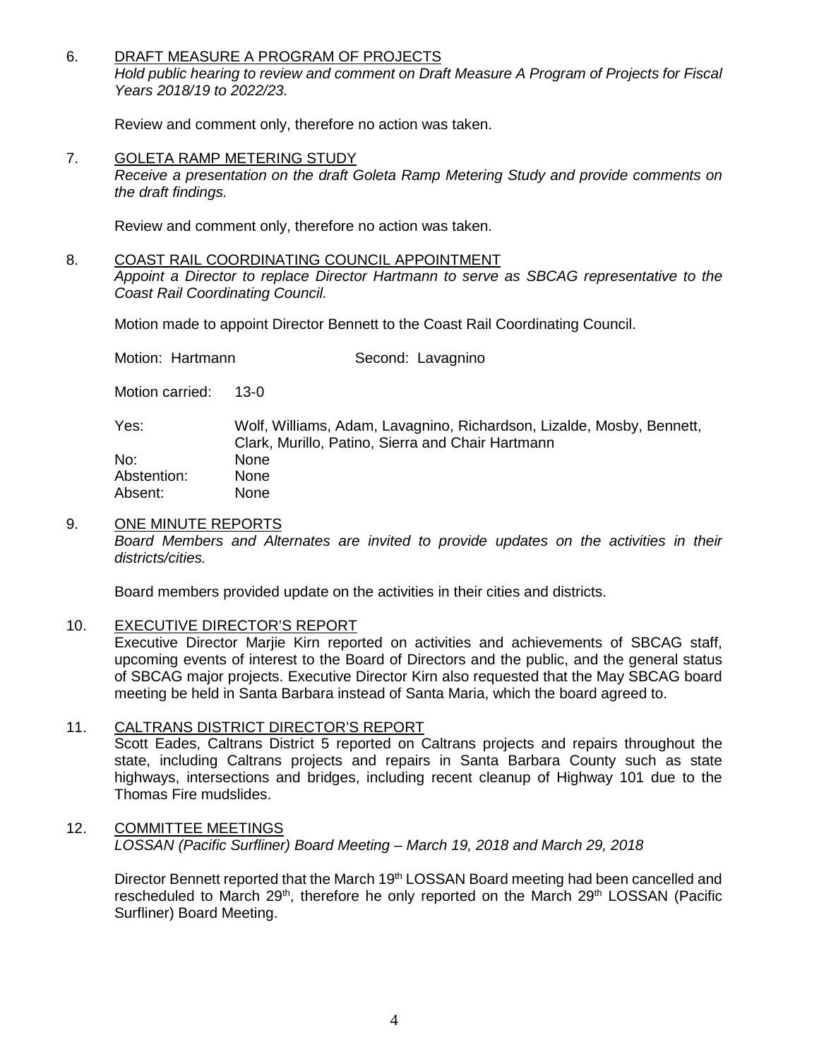6. <u>DRAFT MEASURE A PROGRAM OF PROJECTS</u>
   *Hold public hearing to review and comment on Draft Measure A Program of Projects for Fiscal Years 2018/19 to 2022/23.*

   Review and comment only, therefore no action was taken.

7. <u>GOLETA RAMP METERING STUDY</u>
   *Receive a presentation on the draft Goleta Ramp Metering Study and provide comments on the draft findings.*

   Review and comment only, therefore no action was taken.

8. <u>COAST RAIL COORDINATING COUNCIL APPOINTMENT</u>
   *Appoint a Director to replace Director Hartmann to serve as SBCAG representative to the Coast Rail Coordinating Council.*

   Motion made to appoint Director Bennett to the Coast Rail Coordinating Council.

   Motion: Hartmann    Second: Lavagnino

   Motion carried: 13-0

   | | |
   |---|---|
   | Yes: | Wolf, Williams, Adam, Lavagnino, Richardson, Lizalde, Mosby, Bennett, Clark, Murillo, Patino, Sierra and Chair Hartmann |
   | No: | None |
   | Abstention: | None |
   | Absent: | None |

9. <u>ONE MINUTE REPORTS</u>
   *Board Members and Alternates are invited to provide updates on the activities in their districts/cities.*

   Board members provided update on the activities in their cities and districts.

10. <u>EXECUTIVE DIRECTOR'S REPORT</u>
    Executive Director Marjie Kirn reported on activities and achievements of SBCAG staff, upcoming events of interest to the Board of Directors and the public, and the general status of SBCAG major projects. Executive Director Kirn also requested that the May SBCAG board meeting be held in Santa Barbara instead of Santa Maria, which the board agreed to.

11. <u>CALTRANS DISTRICT DIRECTOR'S REPORT</u>
    Scott Eades, Caltrans District 5 reported on Caltrans projects and repairs throughout the state, including Caltrans projects and repairs in Santa Barbara County such as state highways, intersections and bridges, including recent cleanup of Highway 101 due to the Thomas Fire mudslides.

12. <u>COMMITTEE MEETINGS</u>
    *LOSSAN (Pacific Surfliner) Board Meeting – March 19, 2018 and March 29, 2018*

    Director Bennett reported that the March 19th LOSSAN Board meeting had been cancelled and rescheduled to March 29th, therefore he only reported on the March 29th LOSSAN (Pacific Surfliner) Board Meeting.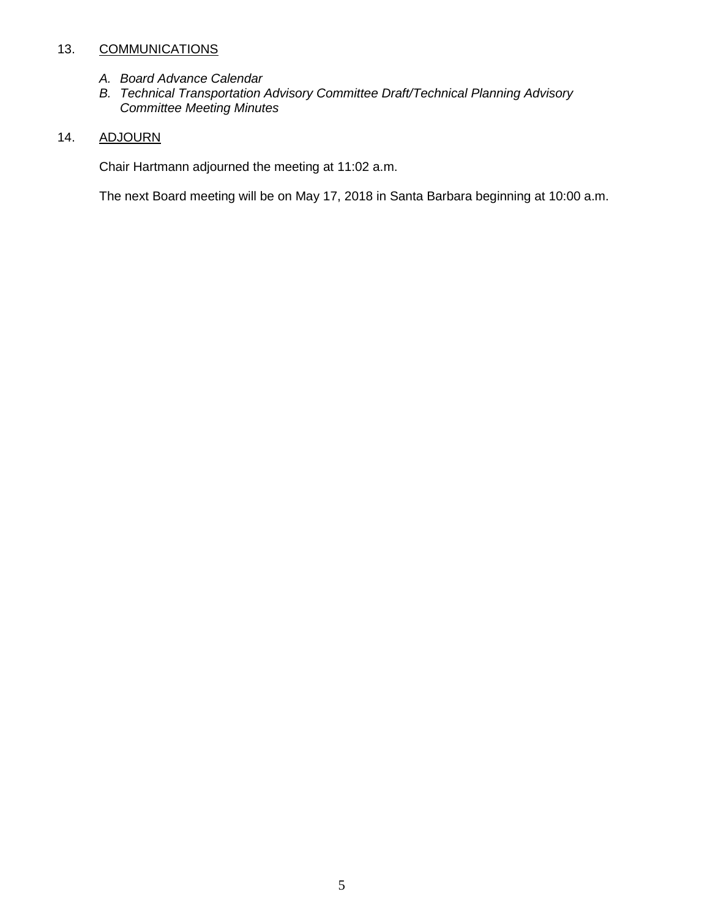13. <u>COMMUNICATIONS</u>

   *A. Board Advance Calendar*
   *B. Technical Transportation Advisory Committee Draft/Technical Planning Advisory Committee Meeting Minutes*

14. <u>ADJOURN</u>

   Chair Hartmann adjourned the meeting at 11:02 a.m.

   The next Board meeting will be on May 17, 2018 in Santa Barbara beginning at 10:00 a.m.